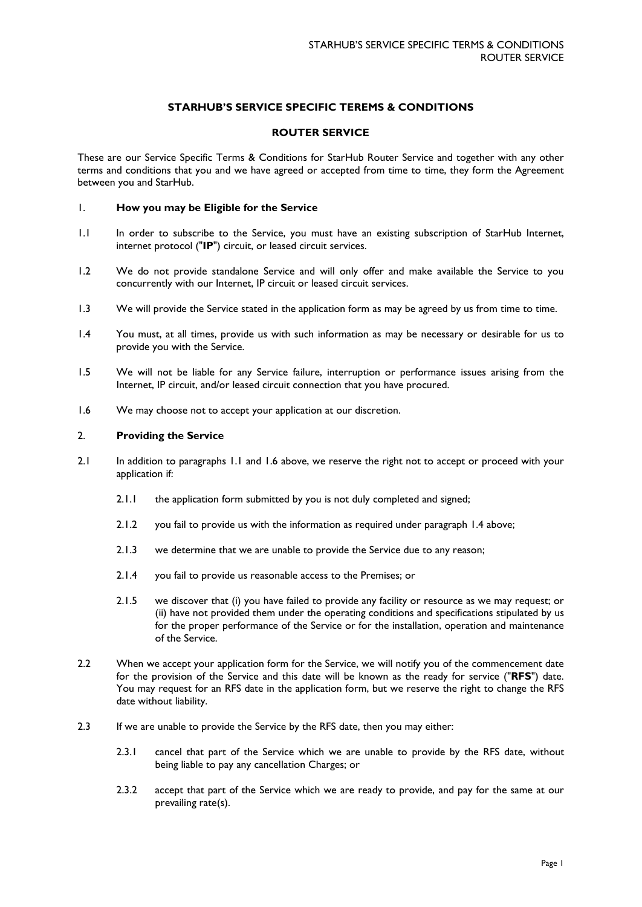# STARHUB'S SERVICE SPECIFIC TEREMS & CONDITIONS

## ROUTER SERVICE

These are our Service Specific Terms & Conditions for StarHub Router Service and together with any other terms and conditions that you and we have agreed or accepted from time to time, they form the Agreement between you and StarHub.

### 1. How you may be Eligible for the Service

1.1 In order to subscribe to the Service, you must have an existing subscription of StarHub Internet, internet protocol ("**IP**") circuit, or leased circuit services.

1.2 We do not provide standalone Service and will only offer and make available the Service to you concurrently with our Internet, IP circuit or leased circuit services.

1.3 We will provide the Service stated in the application form as may be agreed by us from time to time.

1.4 You must, at all times, provide us with such information as may be necessary or desirable for us to provide you with the Service.

1.5 We will not be liable for any Service failure, interruption or performance issues arising from the Internet, IP circuit, and/or leased circuit connection that you have procured.

1.6 We may choose not to accept your application at our discretion.

### 2. Providing the Service

2.1 In addition to paragraphs 1.1 and 1.6 above, we reserve the right not to accept or proceed with your application if:

2.1.1 the application form submitted by you is not duly completed and signed;

2.1.2 you fail to provide us with the information as required under paragraph 1.4 above;

2.1.3 we determine that we are unable to provide the Service due to any reason;

2.1.4 you fail to provide us reasonable access to the Premises; or

2.1.5 we discover that (i) you have failed to provide any facility or resource as we may request; or (ii) have not provided them under the operating conditions and specifications stipulated by us for the proper performance of the Service or for the installation, operation and maintenance of the Service.

2.2 When we accept your application form for the Service, we will notify you of the commencement date for the provision of the Service and this date will be known as the ready for service ("**RFS**") date. You may request for an RFS date in the application form, but we reserve the right to change the RFS date without liability.

2.3 If we are unable to provide the Service by the RFS date, then you may either:

2.3.1 cancel that part of the Service which we are unable to provide by the RFS date, without being liable to pay any cancellation Charges; or

2.3.2 accept that part of the Service which we are ready to provide, and pay for the same at our prevailing rate(s).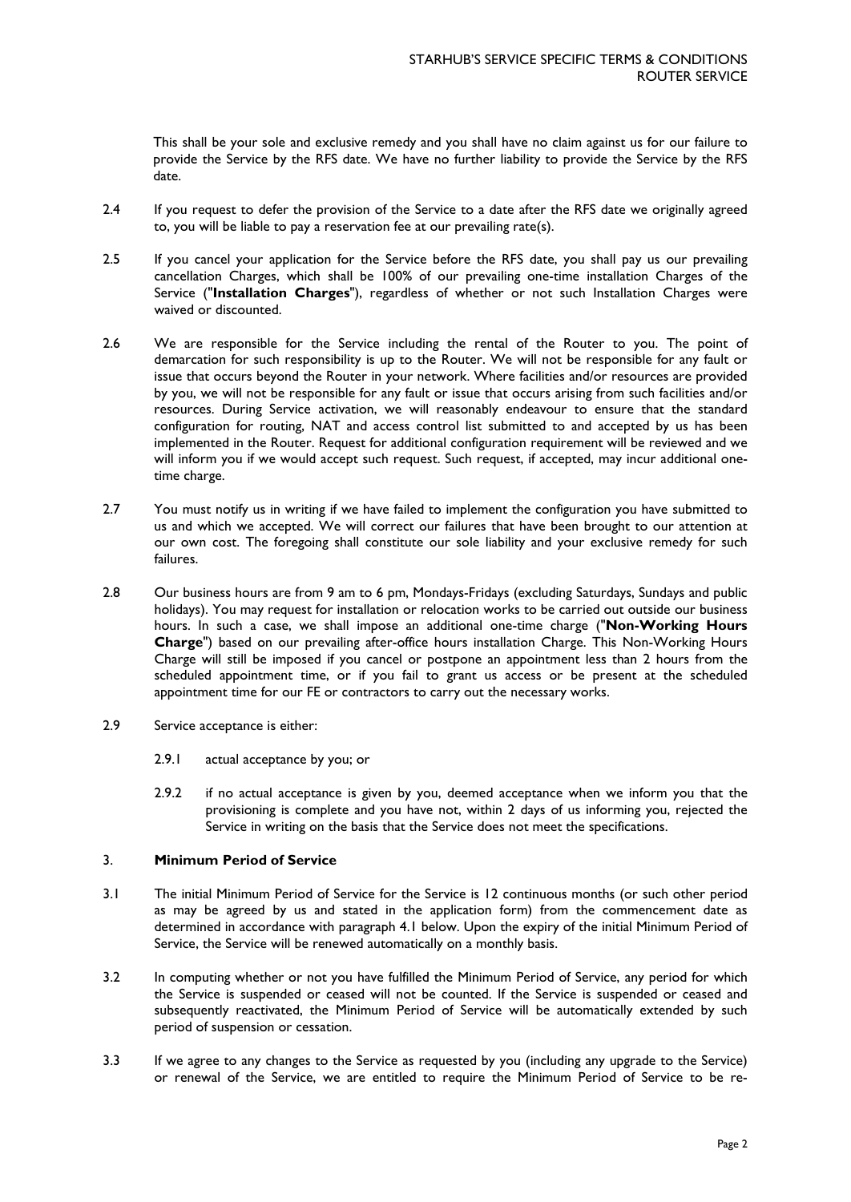This shall be your sole and exclusive remedy and you shall have no claim against us for our failure to provide the Service by the RFS date. We have no further liability to provide the Service by the RFS date.

2.4 If you request to defer the provision of the Service to a date after the RFS date we originally agreed to, you will be liable to pay a reservation fee at our prevailing rate(s).

2.5 If you cancel your application for the Service before the RFS date, you shall pay us our prevailing cancellation Charges, which shall be 100% of our prevailing one-time installation Charges of the Service ("**Installation Charges**"), regardless of whether or not such Installation Charges were waived or discounted.

2.6 We are responsible for the Service including the rental of the Router to you. The point of demarcation for such responsibility is up to the Router. We will not be responsible for any fault or issue that occurs beyond the Router in your network. Where facilities and/or resources are provided by you, we will not be responsible for any fault or issue that occurs arising from such facilities and/or resources. During Service activation, we will reasonably endeavour to ensure that the standard configuration for routing, NAT and access control list submitted to and accepted by us has been implemented in the Router. Request for additional configuration requirement will be reviewed and we will inform you if we would accept such request. Such request, if accepted, may incur additional one-time charge.

2.7 You must notify us in writing if we have failed to implement the configuration you have submitted to us and which we accepted. We will correct our failures that have been brought to our attention at our own cost. The foregoing shall constitute our sole liability and your exclusive remedy for such failures.

2.8 Our business hours are from 9 am to 6 pm, Mondays-Fridays (excluding Saturdays, Sundays and public holidays). You may request for installation or relocation works to be carried out outside our business hours. In such a case, we shall impose an additional one-time charge ("**Non-Working Hours Charge**") based on our prevailing after-office hours installation Charge. This Non-Working Hours Charge will still be imposed if you cancel or postpone an appointment less than 2 hours from the scheduled appointment time, or if you fail to grant us access or be present at the scheduled appointment time for our FE or contractors to carry out the necessary works.

2.9 Service acceptance is either:

2.9.1 actual acceptance by you; or

2.9.2 if no actual acceptance is given by you, deemed acceptance when we inform you that the provisioning is complete and you have not, within 2 days of us informing you, rejected the Service in writing on the basis that the Service does not meet the specifications.

## 3. **Minimum Period of Service**

3.1 The initial Minimum Period of Service for the Service is 12 continuous months (or such other period as may be agreed by us and stated in the application form) from the commencement date as determined in accordance with paragraph 4.1 below. Upon the expiry of the initial Minimum Period of Service, the Service will be renewed automatically on a monthly basis.

3.2 In computing whether or not you have fulfilled the Minimum Period of Service, any period for which the Service is suspended or ceased will not be counted. If the Service is suspended or ceased and subsequently reactivated, the Minimum Period of Service will be automatically extended by such period of suspension or cessation.

3.3 If we agree to any changes to the Service as requested by you (including any upgrade to the Service) or renewal of the Service, we are entitled to require the Minimum Period of Service to be re-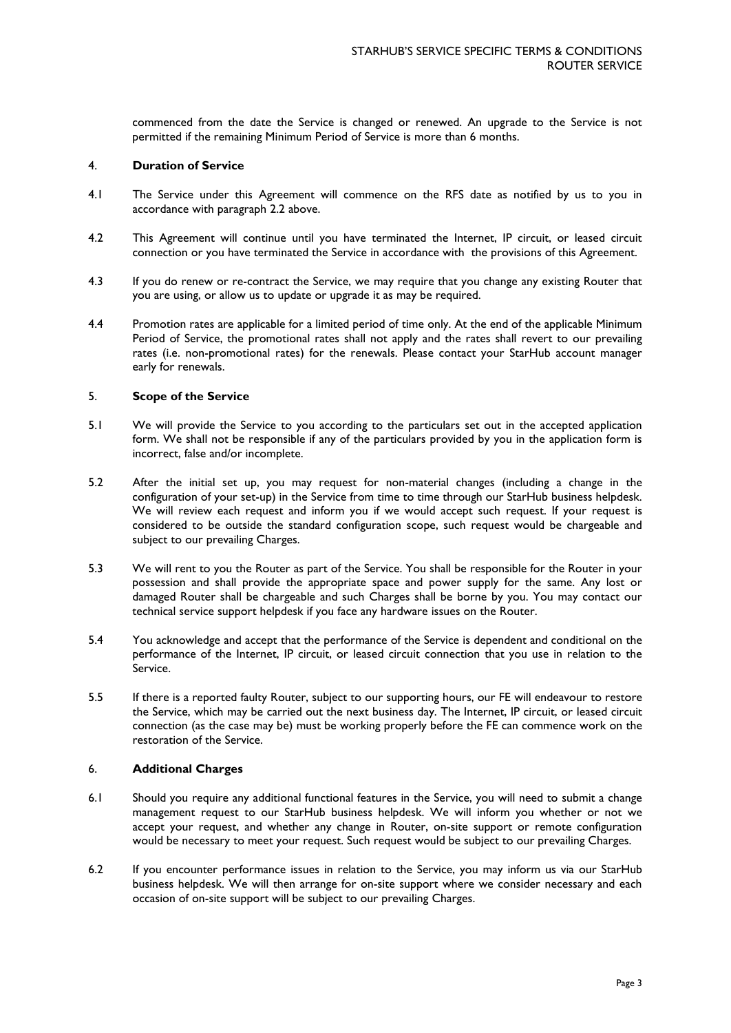commenced from the date the Service is changed or renewed. An upgrade to the Service is not permitted if the remaining Minimum Period of Service is more than 6 months.

## 4. Duration of Service

4.1 The Service under this Agreement will commence on the RFS date as notified by us to you in accordance with paragraph 2.2 above.

4.2 This Agreement will continue until you have terminated the Internet, IP circuit, or leased circuit connection or you have terminated the Service in accordance with the provisions of this Agreement.

4.3 If you do renew or re-contract the Service, we may require that you change any existing Router that you are using, or allow us to update or upgrade it as may be required.

4.4 Promotion rates are applicable for a limited period of time only. At the end of the applicable Minimum Period of Service, the promotional rates shall not apply and the rates shall revert to our prevailing rates (i.e. non-promotional rates) for the renewals. Please contact your StarHub account manager early for renewals.

## 5. Scope of the Service

5.1 We will provide the Service to you according to the particulars set out in the accepted application form. We shall not be responsible if any of the particulars provided by you in the application form is incorrect, false and/or incomplete.

5.2 After the initial set up, you may request for non-material changes (including a change in the configuration of your set-up) in the Service from time to time through our StarHub business helpdesk. We will review each request and inform you if we would accept such request. If your request is considered to be outside the standard configuration scope, such request would be chargeable and subject to our prevailing Charges.

5.3 We will rent to you the Router as part of the Service. You shall be responsible for the Router in your possession and shall provide the appropriate space and power supply for the same. Any lost or damaged Router shall be chargeable and such Charges shall be borne by you. You may contact our technical service support helpdesk if you face any hardware issues on the Router.

5.4 You acknowledge and accept that the performance of the Service is dependent and conditional on the performance of the Internet, IP circuit, or leased circuit connection that you use in relation to the Service.

5.5 If there is a reported faulty Router, subject to our supporting hours, our FE will endeavour to restore the Service, which may be carried out the next business day. The Internet, IP circuit, or leased circuit connection (as the case may be) must be working properly before the FE can commence work on the restoration of the Service.

## 6. Additional Charges

6.1 Should you require any additional functional features in the Service, you will need to submit a change management request to our StarHub business helpdesk. We will inform you whether or not we accept your request, and whether any change in Router, on-site support or remote configuration would be necessary to meet your request. Such request would be subject to our prevailing Charges.

6.2 If you encounter performance issues in relation to the Service, you may inform us via our StarHub business helpdesk. We will then arrange for on-site support where we consider necessary and each occasion of on-site support will be subject to our prevailing Charges.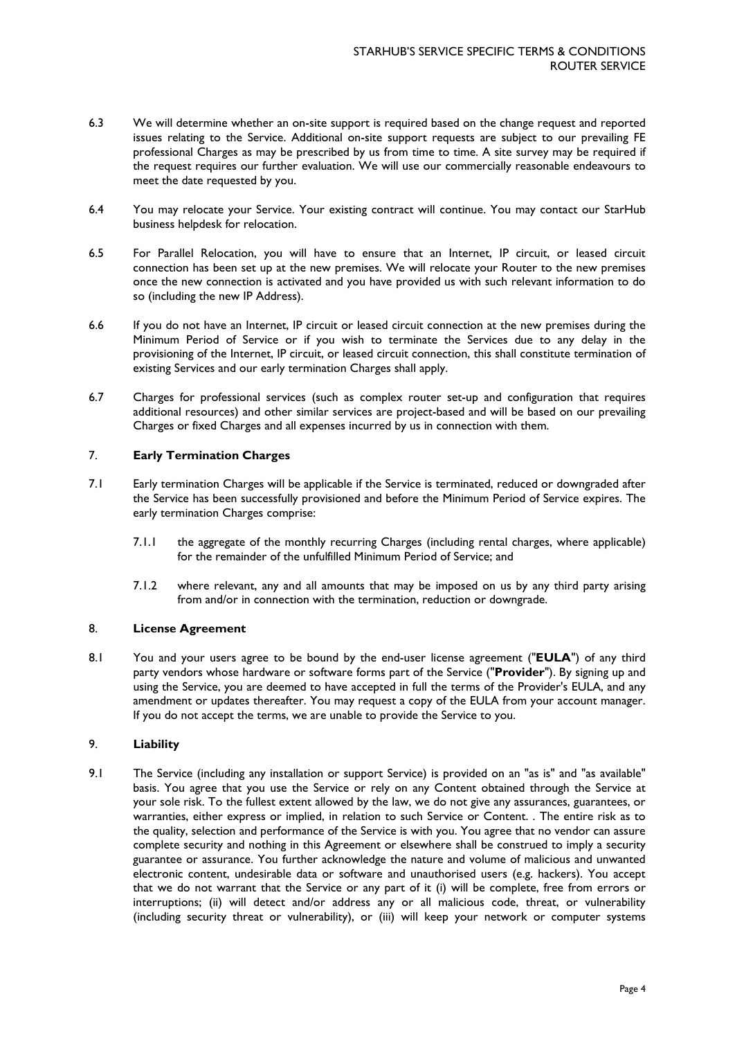6.3 We will determine whether an on-site support is required based on the change request and reported issues relating to the Service. Additional on-site support requests are subject to our prevailing FE professional Charges as may be prescribed by us from time to time. A site survey may be required if the request requires our further evaluation. We will use our commercially reasonable endeavours to meet the date requested by you.

6.4 You may relocate your Service. Your existing contract will continue. You may contact our StarHub business helpdesk for relocation.

6.5 For Parallel Relocation, you will have to ensure that an Internet, IP circuit, or leased circuit connection has been set up at the new premises. We will relocate your Router to the new premises once the new connection is activated and you have provided us with such relevant information to do so (including the new IP Address).

6.6 If you do not have an Internet, IP circuit or leased circuit connection at the new premises during the Minimum Period of Service or if you wish to terminate the Services due to any delay in the provisioning of the Internet, IP circuit, or leased circuit connection, this shall constitute termination of existing Services and our early termination Charges shall apply.

6.7 Charges for professional services (such as complex router set-up and configuration that requires additional resources) and other similar services are project-based and will be based on our prevailing Charges or fixed Charges and all expenses incurred by us in connection with them.

## 7. **Early Termination Charges**

7.1 Early termination Charges will be applicable if the Service is terminated, reduced or downgraded after the Service has been successfully provisioned and before the Minimum Period of Service expires. The early termination Charges comprise:

7.1.1 the aggregate of the monthly recurring Charges (including rental charges, where applicable) for the remainder of the unfulfilled Minimum Period of Service; and

7.1.2 where relevant, any and all amounts that may be imposed on us by any third party arising from and/or in connection with the termination, reduction or downgrade.

## 8. **License Agreement**

8.1 You and your users agree to be bound by the end-user license agreement ("**EULA**") of any third party vendors whose hardware or software forms part of the Service ("**Provider**"). By signing up and using the Service, you are deemed to have accepted in full the terms of the Provider's EULA, and any amendment or updates thereafter. You may request a copy of the EULA from your account manager. If you do not accept the terms, we are unable to provide the Service to you.

## 9. **Liability**

9.1 The Service (including any installation or support Service) is provided on an "as is" and "as available" basis. You agree that you use the Service or rely on any Content obtained through the Service at your sole risk. To the fullest extent allowed by the law, we do not give any assurances, guarantees, or warranties, either express or implied, in relation to such Service or Content. . The entire risk as to the quality, selection and performance of the Service is with you. You agree that no vendor can assure complete security and nothing in this Agreement or elsewhere shall be construed to imply a security guarantee or assurance. You further acknowledge the nature and volume of malicious and unwanted electronic content, undesirable data or software and unauthorised users (e.g. hackers). You accept that we do not warrant that the Service or any part of it (i) will be complete, free from errors or interruptions; (ii) will detect and/or address any or all malicious code, threat, or vulnerability (including security threat or vulnerability), or (iii) will keep your network or computer systems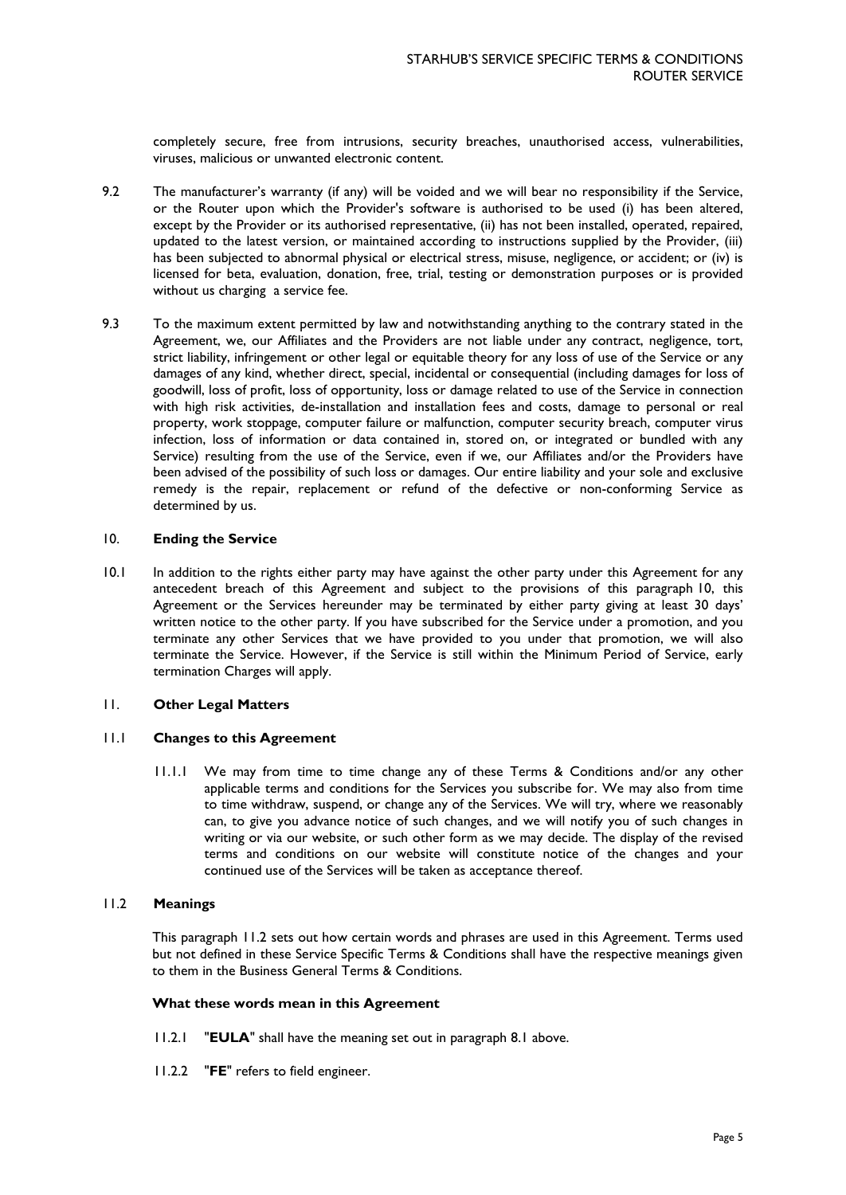completely secure, free from intrusions, security breaches, unauthorised access, vulnerabilities, viruses, malicious or unwanted electronic content.

9.2 The manufacturer's warranty (if any) will be voided and we will bear no responsibility if the Service, or the Router upon which the Provider's software is authorised to be used (i) has been altered, except by the Provider or its authorised representative, (ii) has not been installed, operated, repaired, updated to the latest version, or maintained according to instructions supplied by the Provider, (iii) has been subjected to abnormal physical or electrical stress, misuse, negligence, or accident; or (iv) is licensed for beta, evaluation, donation, free, trial, testing or demonstration purposes or is provided without us charging a service fee.

9.3 To the maximum extent permitted by law and notwithstanding anything to the contrary stated in the Agreement, we, our Affiliates and the Providers are not liable under any contract, negligence, tort, strict liability, infringement or other legal or equitable theory for any loss of use of the Service or any damages of any kind, whether direct, special, incidental or consequential (including damages for loss of goodwill, loss of profit, loss of opportunity, loss or damage related to use of the Service in connection with high risk activities, de-installation and installation fees and costs, damage to personal or real property, work stoppage, computer failure or malfunction, computer security breach, computer virus infection, loss of information or data contained in, stored on, or integrated or bundled with any Service) resulting from the use of the Service, even if we, our Affiliates and/or the Providers have been advised of the possibility of such loss or damages. Our entire liability and your sole and exclusive remedy is the repair, replacement or refund of the defective or non-conforming Service as determined by us.

## 10. Ending the Service

10.1 In addition to the rights either party may have against the other party under this Agreement for any antecedent breach of this Agreement and subject to the provisions of this paragraph 10, this Agreement or the Services hereunder may be terminated by either party giving at least 30 days' written notice to the other party. If you have subscribed for the Service under a promotion, and you terminate any other Services that we have provided to you under that promotion, we will also terminate the Service. However, if the Service is still within the Minimum Period of Service, early termination Charges will apply.

## 11. Other Legal Matters

### 11.1 Changes to this Agreement

11.1.1 We may from time to time change any of these Terms & Conditions and/or any other applicable terms and conditions for the Services you subscribe for. We may also from time to time withdraw, suspend, or change any of the Services. We will try, where we reasonably can, to give you advance notice of such changes, and we will notify you of such changes in writing or via our website, or such other form as we may decide. The display of the revised terms and conditions on our website will constitute notice of the changes and your continued use of the Services will be taken as acceptance thereof.

### 11.2 Meanings

This paragraph 11.2 sets out how certain words and phrases are used in this Agreement. Terms used but not defined in these Service Specific Terms & Conditions shall have the respective meanings given to them in the Business General Terms & Conditions.

**What these words mean in this Agreement**

11.2.1 "**EULA**" shall have the meaning set out in paragraph 8.1 above.

11.2.2 "**FE**" refers to field engineer.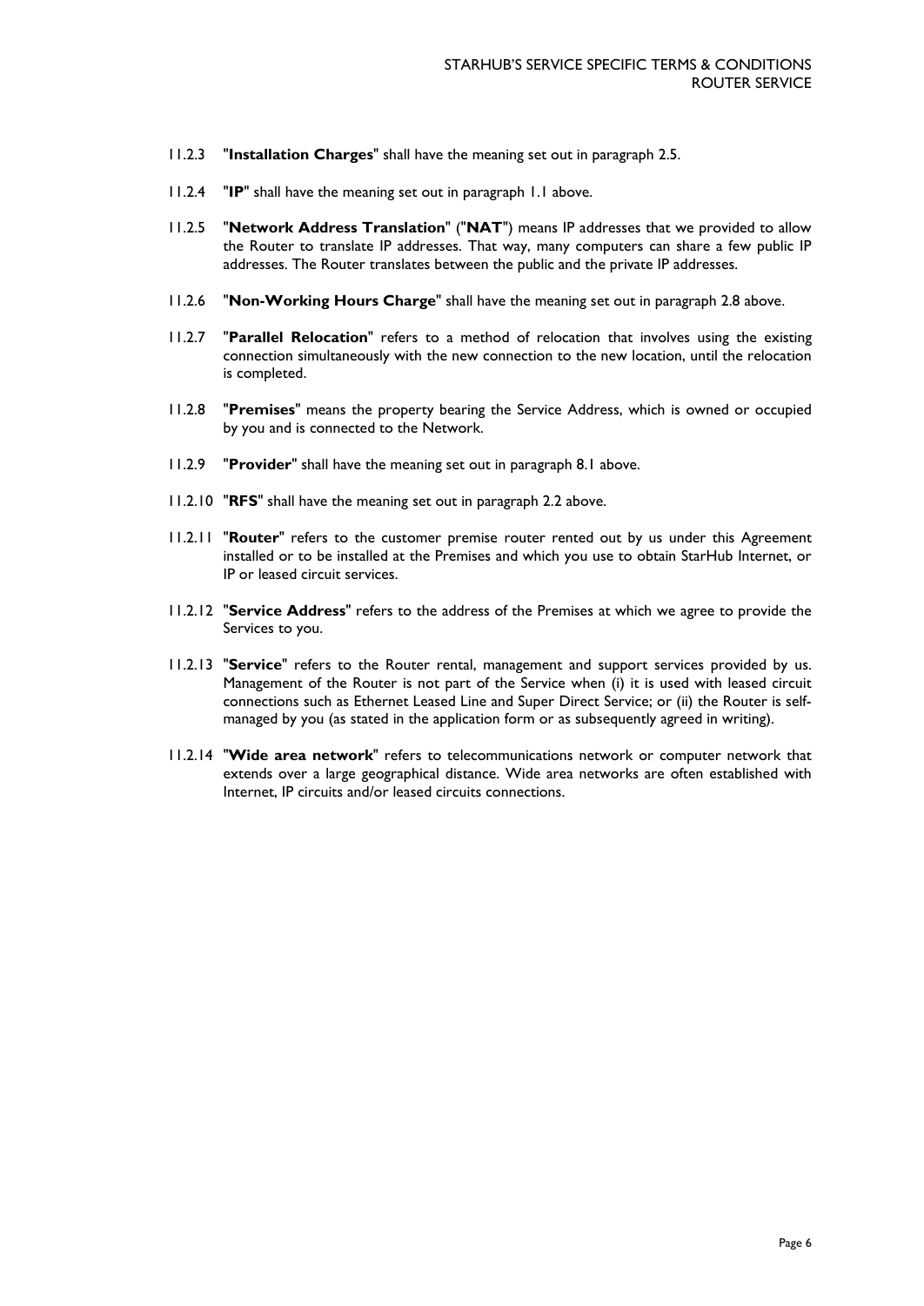11.2.3 "**Installation Charges**" shall have the meaning set out in paragraph 2.5.

11.2.4 "**IP**" shall have the meaning set out in paragraph 1.1 above.

11.2.5 "**Network Address Translation**" ("**NAT**") means IP addresses that we provided to allow the Router to translate IP addresses. That way, many computers can share a few public IP addresses. The Router translates between the public and the private IP addresses.

11.2.6 "**Non-Working Hours Charge**" shall have the meaning set out in paragraph 2.8 above.

11.2.7 "**Parallel Relocation**" refers to a method of relocation that involves using the existing connection simultaneously with the new connection to the new location, until the relocation is completed.

11.2.8 "**Premises**" means the property bearing the Service Address, which is owned or occupied by you and is connected to the Network.

11.2.9 "**Provider**" shall have the meaning set out in paragraph 8.1 above.

11.2.10 "**RFS**" shall have the meaning set out in paragraph 2.2 above.

11.2.11 "**Router**" refers to the customer premise router rented out by us under this Agreement installed or to be installed at the Premises and which you use to obtain StarHub Internet, or IP or leased circuit services.

11.2.12 "**Service Address**" refers to the address of the Premises at which we agree to provide the Services to you.

11.2.13 "**Service**" refers to the Router rental, management and support services provided by us. Management of the Router is not part of the Service when (i) it is used with leased circuit connections such as Ethernet Leased Line and Super Direct Service; or (ii) the Router is self-managed by you (as stated in the application form or as subsequently agreed in writing).

11.2.14 "**Wide area network**" refers to telecommunications network or computer network that extends over a large geographical distance. Wide area networks are often established with Internet, IP circuits and/or leased circuits connections.